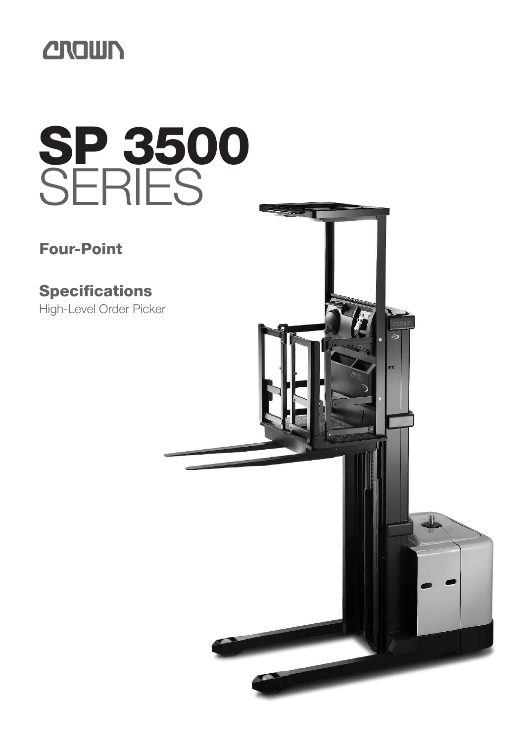CROWN

# SP 3500 SERIES

## Four-Point

## Specifications

High-Level Order Picker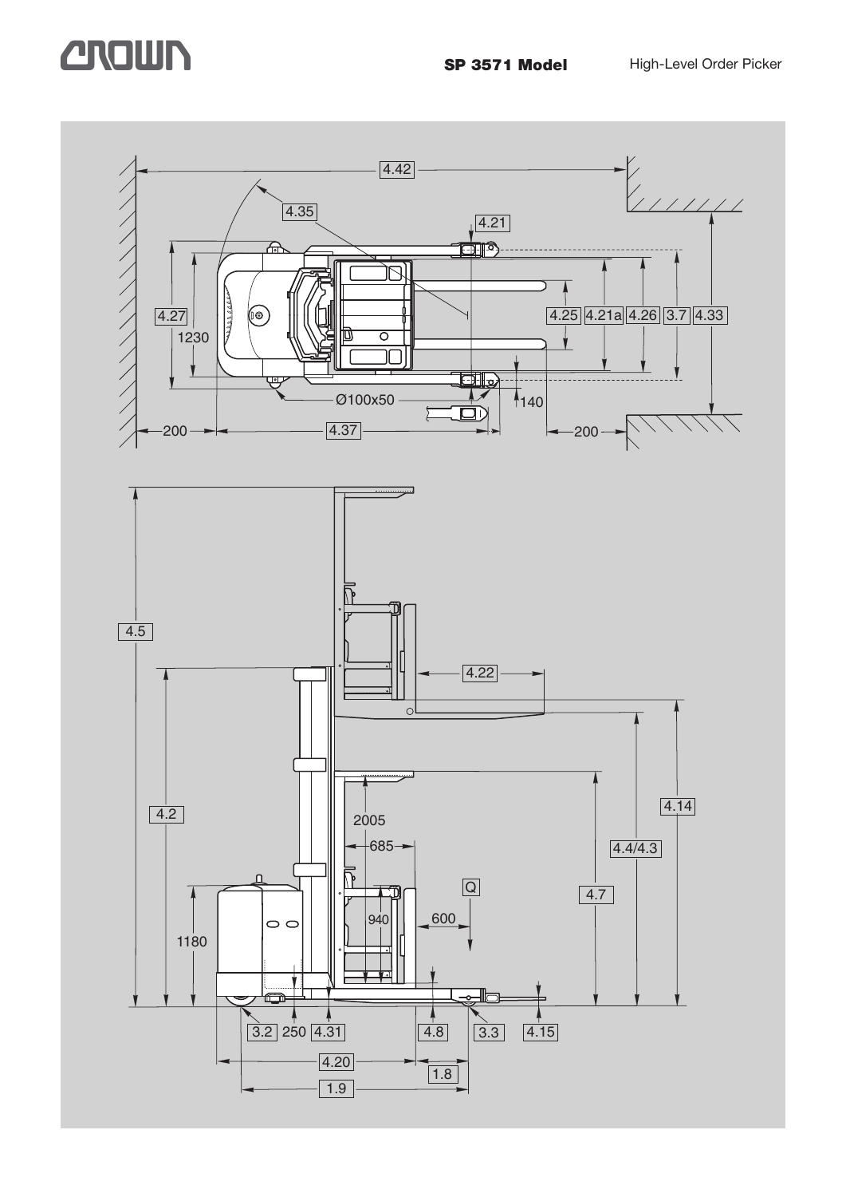**SP 3571 Model** High-Level Order Picker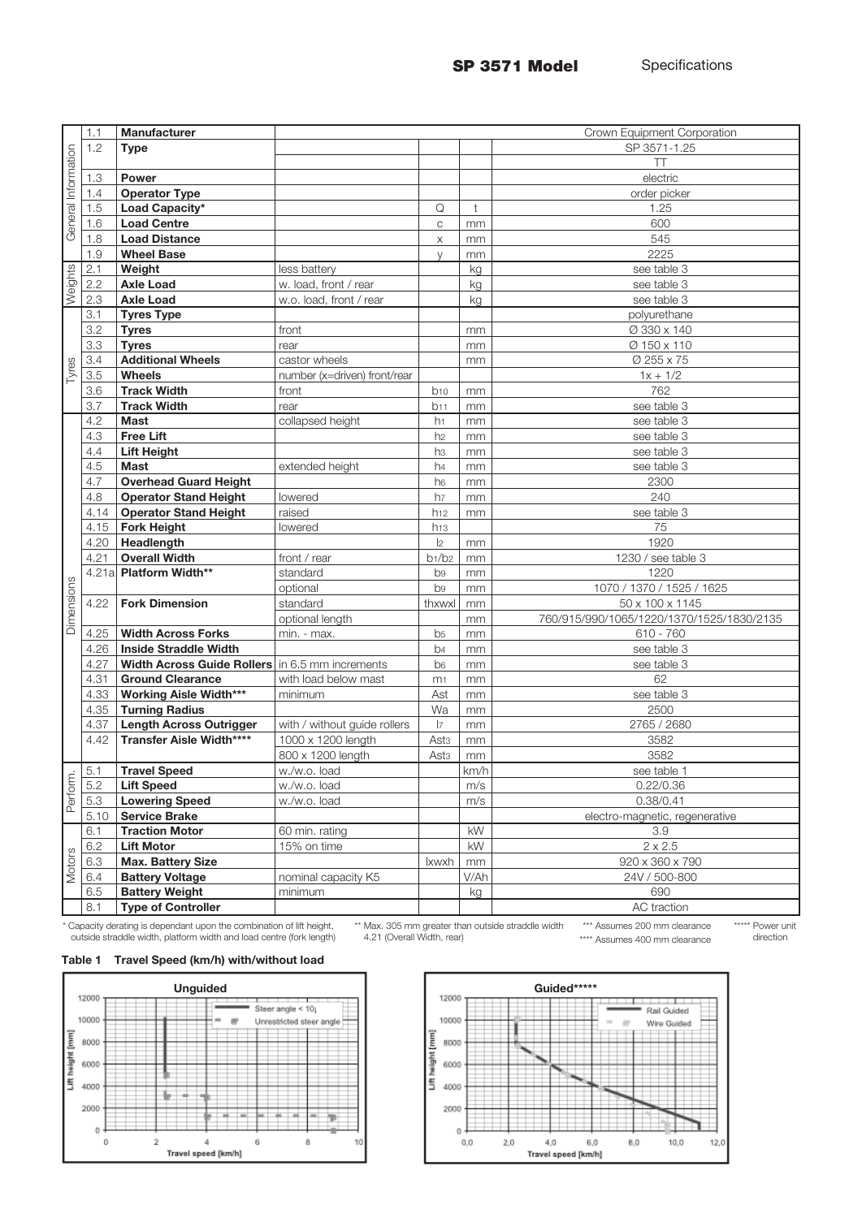**SP 3571 Model** Specifications

| | | | | | | |
|---|---|---|---|---|---|---|
| General Information | 1.1 | **Manufacturer** | | | | Crown Equipment Corporation |
| | 1.2 | **Type** | | | | SP 3571-1.25 |
| | | | | | | TT |
| | 1.3 | **Power** | | | | electric |
| | 1.4 | **Operator Type** | | | | order picker |
| | 1.5 | **Load Capacity*** | | Q | t | 1.25 |
| | 1.6 | **Load Centre** | | c | mm | 600 |
| | 1.8 | **Load Distance** | | x | mm | 545 |
| | 1.9 | **Wheel Base** | | y | mm | 2225 |
| Weights | 2.1 | **Weight** | less battery | | kg | see table 3 |
| | 2.2 | **Axle Load** | w. load, front / rear | | kg | see table 3 |
| | 2.3 | **Axle Load** | w.o. load, front / rear | | kg | see table 3 |
| Tyres | 3.1 | **Tyres Type** | | | | polyurethane |
| | 3.2 | **Tyres** | front | | mm | Ø 330 x 140 |
| | 3.3 | **Tyres** | rear | | mm | Ø 150 x 110 |
| | 3.4 | **Additional Wheels** | castor wheels | | mm | Ø 255 x 75 |
| | 3.5 | **Wheels** | number (x=driven) front/rear | | | 1x + 1/2 |
| | 3.6 | **Track Width** | front | $b_{10}$ | mm | 762 |
| | 3.7 | **Track Width** | rear | $b_{11}$ | mm | see table 3 |
| Dimensions | 4.2 | **Mast** | collapsed height | $h_1$ | mm | see table 3 |
| | 4.3 | **Free Lift** | | $h_2$ | mm | see table 3 |
| | 4.4 | **Lift Height** | | $h_3$ | mm | see table 3 |
| | 4.5 | **Mast** | extended height | $h_4$ | mm | see table 3 |
| | 4.7 | **Overhead Guard Height** | | $h_6$ | mm | 2300 |
| | 4.8 | **Operator Stand Height** | lowered | $h_7$ | mm | 240 |
| | 4.14 | **Operator Stand Height** | raised | $h_{12}$ | mm | see table 3 |
| | 4.15 | **Fork Height** | lowered | $h_{13}$ | | 75 |
| | 4.20 | **Headlength** | | $l_2$ | mm | 1920 |
| | 4.21 | **Overall Width** | front / rear | $b_1/b_2$ | mm | 1230 / see table 3 |
| | 4.21a | **Platform Width**** | standard | $b_9$ | mm | 1220 |
| | | | optional | $b_9$ | mm | 1070 / 1370 / 1525 / 1625 |
| | 4.22 | **Fork Dimension** | standard | thxwxl | mm | 50 x 100 x 1145 |
| | | | optional length | | mm | 760/915/990/1065/1220/1370/1525/1830/2135 |
| | 4.25 | **Width Across Forks** | min. - max. | $b_5$ | mm | 610 - 760 |
| | 4.26 | **Inside Straddle Width** | | $b_4$ | mm | see table 3 |
| | 4.27 | **Width Across Guide Rollers** | in 6.5 mm increments | $b_6$ | mm | see table 3 |
| | 4.31 | **Ground Clearance** | with load below mast | $m_1$ | mm | 62 |
| | 4.33 | **Working Aisle Width***** | minimum | Ast | mm | see table 3 |
| | 4.35 | **Turning Radius** | | Wa | mm | 2500 |
| | 4.37 | **Length Across Outrigger** | with / without guide rollers | $l_7$ | mm | 2765 / 2680 |
| | 4.42 | **Transfer Aisle Width****** | 1000 x 1200 length | $Ast_3$ | mm | 3582 |
| | | | 800 x 1200 length | $Ast_3$ | mm | 3582 |
| Perform. | 5.1 | **Travel Speed** | w./w.o. load | | km/h | see table 1 |
| | 5.2 | **Lift Speed** | w./w.o. load | | m/s | 0.22/0.36 |
| | 5.3 | **Lowering Speed** | w./w.o. load | | m/s | 0.38/0.41 |
| | 5.10 | **Service Brake** | | | | electro-magnetic, regenerative |
| Motors | 6.1 | **Traction Motor** | 60 min. rating | | kW | 3.9 |
| | 6.2 | **Lift Motor** | 15% on time | | kW | 2 x 2.5 |
| | 6.3 | **Max. Battery Size** | | lxwxh | mm | 920 x 360 x 790 |
| | 6.4 | **Battery Voltage** | nominal capacity K5 | | V/Ah | 24V / 500-800 |
| | 6.5 | **Battery Weight** | minimum | | kg | 690 |
| | 8.1 | **Type of Controller** | | | | AC traction |

\* Capacity derating is dependant upon the combination of lift height, outside straddle width, platform width and load centre (fork length)

\*\* Max. 305 mm greater than outside straddle width 4.21 (Overall Width, rear)

\*\*\* Assumes 200 mm clearance

\*\*\*\* Assumes 400 mm clearance

\*\*\*\*\* Power unit direction

**Table 1 Travel Speed (km/h) with/without load**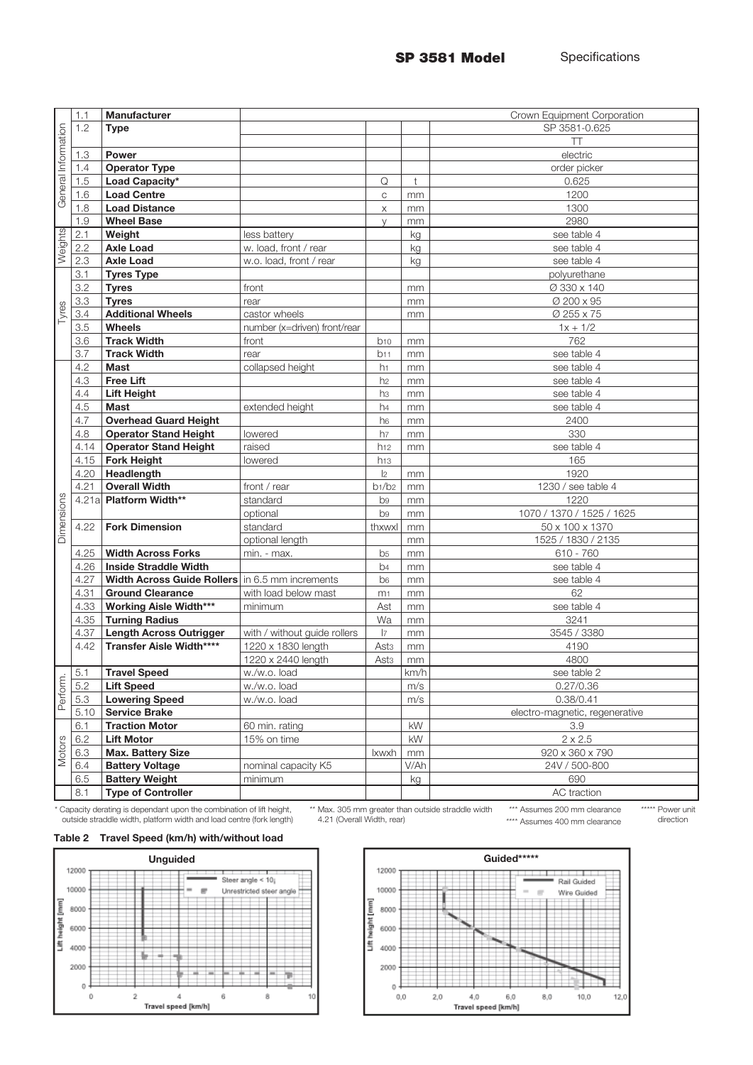**SP 3581 Model** Specifications

| | | | | | | |
|---|---|---|---|---|---|---|
| General Information | 1.1 | **Manufacturer** | | | | Crown Equipment Corporation |
| | 1.2 | **Type** | | | | SP 3581-0.625 |
| | | | | | | TT |
| | 1.3 | **Power** | | | | electric |
| | 1.4 | **Operator Type** | | | | order picker |
| | 1.5 | **Load Capacity*** | | Q | t | 0.625 |
| | 1.6 | **Load Centre** | | c | mm | 1200 |
| | 1.8 | **Load Distance** | | x | mm | 1300 |
| | 1.9 | **Wheel Base** | | y | mm | 2980 |
| Weights | 2.1 | **Weight** | less battery | | kg | see table 4 |
| | 2.2 | **Axle Load** | w. load, front / rear | | kg | see table 4 |
| | 2.3 | **Axle Load** | w.o. load, front / rear | | kg | see table 4 |
| Tyres | 3.1 | **Tyres Type** | | | | polyurethane |
| | 3.2 | **Tyres** | front | | mm | Ø 330 x 140 |
| | 3.3 | **Tyres** | rear | | mm | Ø 200 x 95 |
| | 3.4 | **Additional Wheels** | castor wheels | | mm | Ø 255 x 75 |
| | 3.5 | **Wheels** | number (x=driven) front/rear | | | 1x + 1/2 |
| | 3.6 | **Track Width** | front | $b_{10}$ | mm | 762 |
| | 3.7 | **Track Width** | rear | $b_{11}$ | mm | see table 4 |
| Dimensions | 4.2 | **Mast** | collapsed height | $h_1$ | mm | see table 4 |
| | 4.3 | **Free Lift** | | $h_2$ | mm | see table 4 |
| | 4.4 | **Lift Height** | | $h_3$ | mm | see table 4 |
| | 4.5 | **Mast** | extended height | $h_4$ | mm | see table 4 |
| | 4.7 | **Overhead Guard Height** | | $h_6$ | mm | 2400 |
| | 4.8 | **Operator Stand Height** | lowered | $h_7$ | mm | 330 |
| | 4.14 | **Operator Stand Height** | raised | $h_{12}$ | mm | see table 4 |
| | 4.15 | **Fork Height** | lowered | $h_{13}$ | | 165 |
| | 4.20 | **Headlength** | | $l_2$ | mm | 1920 |
| | 4.21 | **Overall Width** | front / rear | $b_1/b_2$ | mm | 1230 / see table 4 |
| | 4.21a | **Platform Width**** | standard | $b_9$ | mm | 1220 |
| | | | optional | $b_9$ | mm | 1070 / 1370 / 1525 / 1625 |
| | 4.22 | **Fork Dimension** | standard | thxwxl | mm | 50 x 100 x 1370 |
| | | | optional length | | mm | 1525 / 1830 / 2135 |
| | 4.25 | **Width Across Forks** | min. - max. | $b_5$ | mm | 610 - 760 |
| | 4.26 | **Inside Straddle Width** | | $b_4$ | mm | see table 4 |
| | 4.27 | **Width Across Guide Rollers** | in 6.5 mm increments | $b_6$ | mm | see table 4 |
| | 4.31 | **Ground Clearance** | with load below mast | $m_1$ | mm | 62 |
| | 4.33 | **Working Aisle Width*** ** | minimum | Ast | mm | see table 4 |
| | 4.35 | **Turning Radius** | | Wa | mm | 3241 |
| | 4.37 | **Length Across Outrigger** | with / without guide rollers | $l_7$ | mm | 3545 / 3380 |
| | 4.42 | **Transfer Aisle Width******** | 1220 x 1830 length | $Ast_3$ | mm | 4190 |
| | | | 1220 x 2440 length | $Ast_3$ | mm | 4800 |
| Perform. | 5.1 | **Travel Speed** | w./w.o. load | | km/h | see table 2 |
| | 5.2 | **Lift Speed** | w./w.o. load | | m/s | 0.27/0.36 |
| | 5.3 | **Lowering Speed** | w./w.o. load | | m/s | 0.38/0.41 |
| | 5.10 | **Service Brake** | | | | electro-magnetic, regenerative |
| Motors | 6.1 | **Traction Motor** | 60 min. rating | | kW | 3.9 |
| | 6.2 | **Lift Motor** | 15% on time | | kW | 2 x 2.5 |
| | 6.3 | **Max. Battery Size** | | lxwxh | mm | 920 x 360 x 790 |
| | 6.4 | **Battery Voltage** | nominal capacity K5 | | V/Ah | 24V / 500-800 |
| | 6.5 | **Battery Weight** | minimum | | kg | 690 |
| | 8.1 | **Type of Controller** | | | | AC traction |

\* Capacity derating is dependant upon the combination of lift height, outside straddle width, platform width and load centre (fork length)

\** Max. 305 mm greater than outside straddle width 4.21 (Overall Width, rear)

\*** Assumes 200 mm clearance

\**** Assumes 400 mm clearance

\***** Power unit direction

**Table 2 Travel Speed (km/h) with/without load**

**Unguided** — Lift height [mm] vs. Travel speed [km/h]; Steer angle < 10°; Unrestricted steer angle

**Guided\*\*\*\*\*** — Lift height [mm] vs. Travel speed [km/h]; Rail Guided; Wire Guided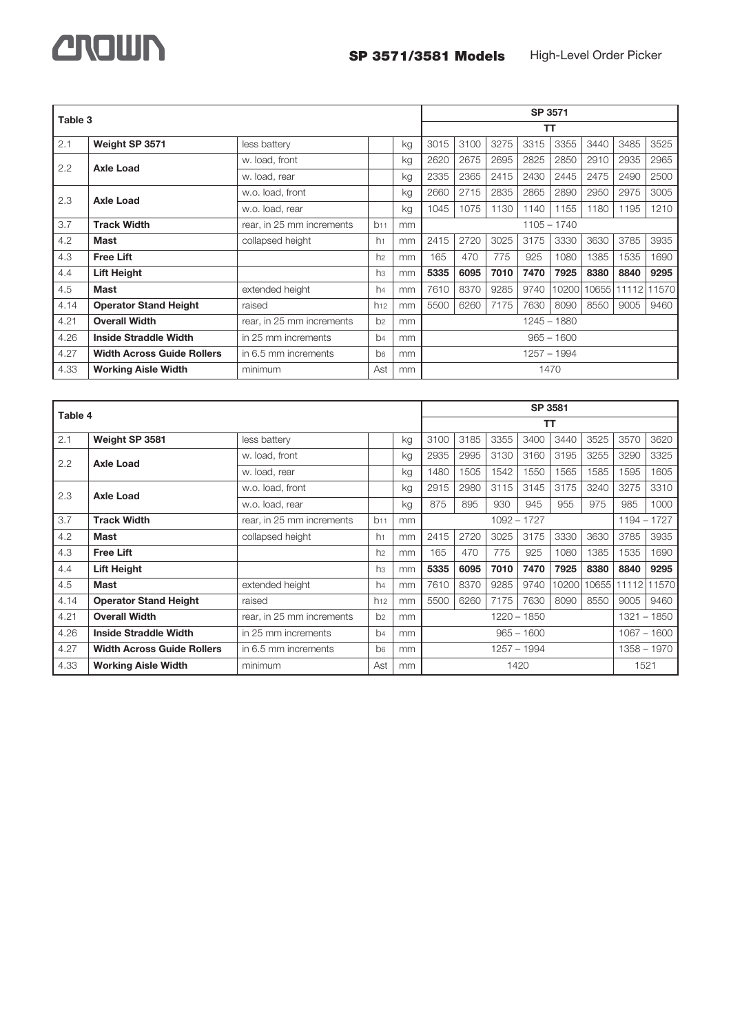| Table 3 | | | | | SP 3571 | | | | | | | |
|---|---|---|---|---|---|---|---|---|---|---|---|---|
| | | | | | TT | | | | | | | |
| 2.1 | **Weight SP 3571** | less battery | | kg | 3015 | 3100 | 3275 | 3315 | 3355 | 3440 | 3485 | 3525 |
| 2.2 | **Axle Load** | w. load, front | | kg | 2620 | 2675 | 2695 | 2825 | 2850 | 2910 | 2935 | 2965 |
| | | w. load, rear | | kg | 2335 | 2365 | 2415 | 2430 | 2445 | 2475 | 2490 | 2500 |
| 2.3 | **Axle Load** | w.o. load, front | | kg | 2660 | 2715 | 2835 | 2865 | 2890 | 2950 | 2975 | 3005 |
| | | w.o. load, rear | | kg | 1045 | 1075 | 1130 | 1140 | 1155 | 1180 | 1195 | 1210 |
| 3.7 | **Track Width** | rear, in 25 mm increments | $b_{11}$ | mm | 1105 – 1740 | | | | | | | |
| 4.2 | **Mast** | collapsed height | $h_1$ | mm | 2415 | 2720 | 3025 | 3175 | 3330 | 3630 | 3785 | 3935 |
| 4.3 | **Free Lift** | | $h_2$ | mm | 165 | 470 | 775 | 925 | 1080 | 1385 | 1535 | 1690 |
| 4.4 | **Lift Height** | | $h_3$ | mm | **5335** | **6095** | **7010** | **7470** | **7925** | **8380** | **8840** | **9295** |
| 4.5 | **Mast** | extended height | $h_4$ | mm | 7610 | 8370 | 9285 | 9740 | 10200 | 10655 | 11112 | 11570 |
| 4.14 | **Operator Stand Height** | raised | $h_{12}$ | mm | 5500 | 6260 | 7175 | 7630 | 8090 | 8550 | 9005 | 9460 |
| 4.21 | **Overall Width** | rear, in 25 mm increments | $b_2$ | mm | 1245 – 1880 | | | | | | | |
| 4.26 | **Inside Straddle Width** | in 25 mm increments | $b_4$ | mm | 965 – 1600 | | | | | | | |
| 4.27 | **Width Across Guide Rollers** | in 6.5 mm increments | $b_6$ | mm | 1257 – 1994 | | | | | | | |
| 4.33 | **Working Aisle Width** | minimum | Ast | mm | 1470 | | | | | | | |

| Table 4 | | | | | SP 3581 | | | | | | | |
|---|---|---|---|---|---|---|---|---|---|---|---|---|
| | | | | | TT | | | | | | | |
| 2.1 | **Weight SP 3581** | less battery | | kg | 3100 | 3185 | 3355 | 3400 | 3440 | 3525 | 3570 | 3620 |
| 2.2 | **Axle Load** | w. load, front | | kg | 2935 | 2995 | 3130 | 3160 | 3195 | 3255 | 3290 | 3325 |
| | | w. load, rear | | kg | 1480 | 1505 | 1542 | 1550 | 1565 | 1585 | 1595 | 1605 |
| 2.3 | **Axle Load** | w.o. load, front | | kg | 2915 | 2980 | 3115 | 3145 | 3175 | 3240 | 3275 | 3310 |
| | | w.o. load, rear | | kg | 875 | 895 | 930 | 945 | 955 | 975 | 985 | 1000 |
| 3.7 | **Track Width** | rear, in 25 mm increments | $b_{11}$ | mm | 1092 – 1727 | | | | | | 1194 – 1727 | |
| 4.2 | **Mast** | collapsed height | $h_1$ | mm | 2415 | 2720 | 3025 | 3175 | 3330 | 3630 | 3785 | 3935 |
| 4.3 | **Free Lift** | | $h_2$ | mm | 165 | 470 | 775 | 925 | 1080 | 1385 | 1535 | 1690 |
| 4.4 | **Lift Height** | | $h_3$ | mm | **5335** | **6095** | **7010** | **7470** | **7925** | **8380** | **8840** | **9295** |
| 4.5 | **Mast** | extended height | $h_4$ | mm | 7610 | 8370 | 9285 | 9740 | 10200 | 10655 | 11112 | 11570 |
| 4.14 | **Operator Stand Height** | raised | $h_{12}$ | mm | 5500 | 6260 | 7175 | 7630 | 8090 | 8550 | 9005 | 9460 |
| 4.21 | **Overall Width** | rear, in 25 mm increments | $b_2$ | mm | 1220 – 1850 | | | | | | 1321 – 1850 | |
| 4.26 | **Inside Straddle Width** | in 25 mm increments | $b_4$ | mm | 965 – 1600 | | | | | | 1067 – 1600 | |
| 4.27 | **Width Across Guide Rollers** | in 6.5 mm increments | $b_6$ | mm | 1257 – 1994 | | | | | | 1358 – 1970 | |
| 4.33 | **Working Aisle Width** | minimum | Ast | mm | 1420 | | | | | | 1521 | |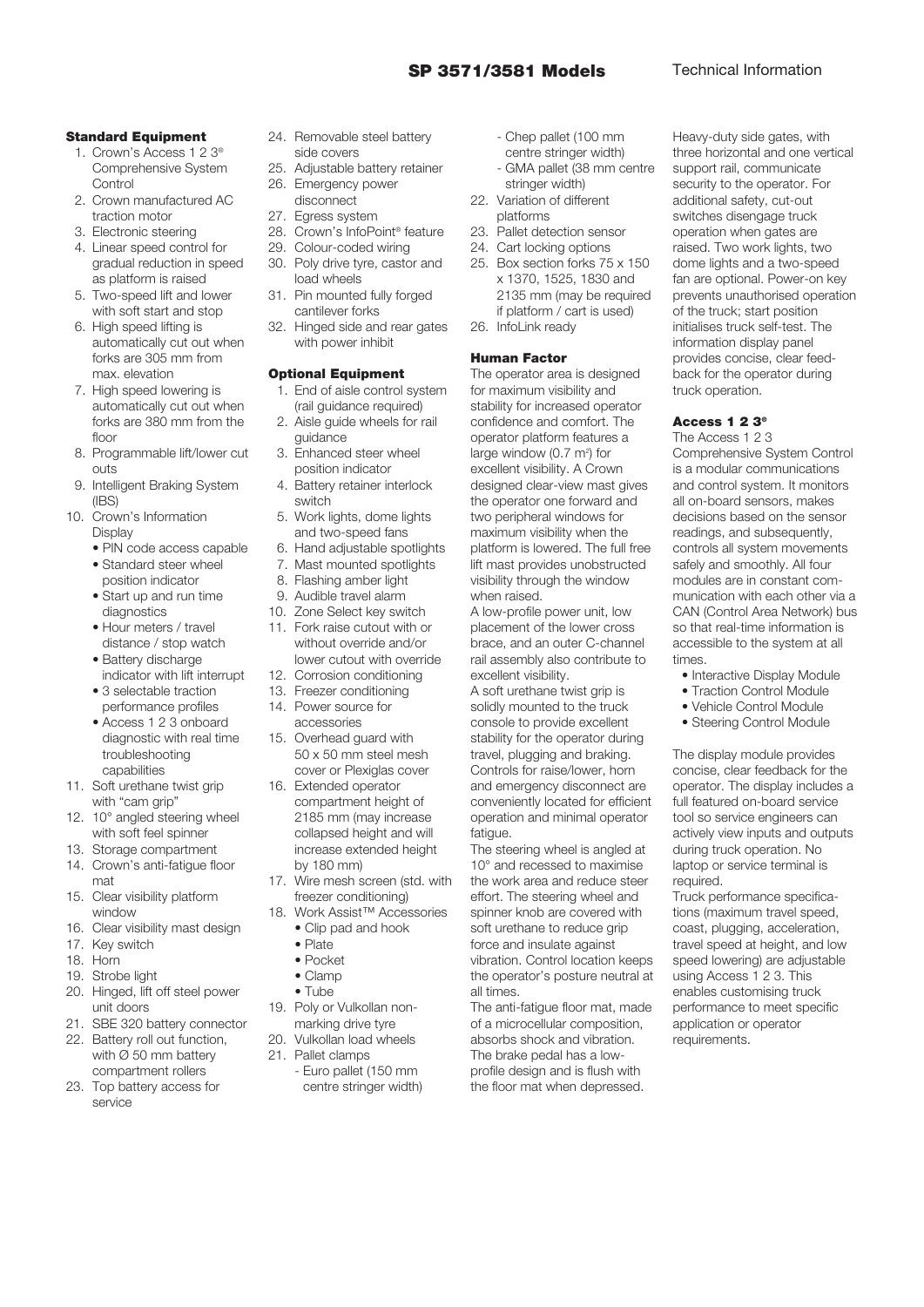# SP 3571/3581 Models

Technical Information

## Standard Equipment

1. Crown's Access 1 2 3® Comprehensive System Control
2. Crown manufactured AC traction motor
3. Electronic steering
4. Linear speed control for gradual reduction in speed as platform is raised
5. Two-speed lift and lower with soft start and stop
6. High speed lifting is automatically cut out when forks are 305 mm from max. elevation
7. High speed lowering is automatically cut out when forks are 380 mm from the floor
8. Programmable lift/lower cut outs
9. Intelligent Braking System (IBS)
10. Crown's Information Display
    - PIN code access capable
    - Standard steer wheel position indicator
    - Start up and run time diagnostics
    - Hour meters / travel distance / stop watch
    - Battery discharge indicator with lift interrupt
    - 3 selectable traction performance profiles
    - Access 1 2 3 onboard diagnostic with real time troubleshooting capabilities
11. Soft urethane twist grip with "cam grip"
12. 10° angled steering wheel with soft feel spinner
13. Storage compartment
14. Crown's anti-fatigue floor mat
15. Clear visibility platform window
16. Clear visibility mast design
17. Key switch
18. Horn
19. Strobe light
20. Hinged, lift off steel power unit doors
21. SBE 320 battery connector
22. Battery roll out function, with Ø 50 mm battery compartment rollers
23. Top battery access for service
24. Removable steel battery side covers
25. Adjustable battery retainer
26. Emergency power disconnect
27. Egress system
28. Crown's InfoPoint® feature
29. Colour-coded wiring
30. Poly drive tyre, castor and load wheels
31. Pin mounted fully forged cantilever forks
32. Hinged side and rear gates with power inhibit

## Optional Equipment

1. End of aisle control system (rail guidance required)
2. Aisle guide wheels for rail guidance
3. Enhanced steer wheel position indicator
4. Battery retainer interlock switch
5. Work lights, dome lights and two-speed fans
6. Hand adjustable spotlights
7. Mast mounted spotlights
8. Flashing amber light
9. Audible travel alarm
10. Zone Select key switch
11. Fork raise cutout with or without override and/or lower cutout with override
12. Corrosion conditioning
13. Freezer conditioning
14. Power source for accessories
15. Overhead guard with 50 x 50 mm steel mesh cover or Plexiglas cover
16. Extended operator compartment height of 2185 mm (may increase collapsed height and will increase extended height by 180 mm)
17. Wire mesh screen (std. with freezer conditioning)
18. Work Assist™ Accessories
    - Clip pad and hook
    - Plate
    - Pocket
    - Clamp
    - Tube
19. Poly or Vulkollan non-marking drive tyre
20. Vulkollan load wheels
21. Pallet clamps
    - Euro pallet (150 mm centre stringer width)
    - Chep pallet (100 mm centre stringer width)
    - GMA pallet (38 mm centre stringer width)
22. Variation of different platforms
23. Pallet detection sensor
24. Cart locking options
25. Box section forks 75 x 150 x 1370, 1525, 1830 and 2135 mm (may be required if platform / cart is used)
26. InfoLink ready

## Human Factor

The operator area is designed for maximum visibility and stability for increased operator confidence and comfort. The operator platform features a large window (0.7 m²) for excellent visibility. A Crown designed clear-view mast gives the operator one forward and two peripheral windows for maximum visibility when the platform is lowered. The full free lift mast provides unobstructed visibility through the window when raised.

A low-profile power unit, low placement of the lower cross brace, and an outer C-channel rail assembly also contribute to excellent visibility.

A soft urethane twist grip is solidly mounted to the truck console to provide excellent stability for the operator during travel, plugging and braking. Controls for raise/lower, horn and emergency disconnect are conveniently located for efficient operation and minimal operator fatigue.

The steering wheel is angled at 10° and recessed to maximise the work area and reduce steer effort. The steering wheel and spinner knob are covered with soft urethane to reduce grip force and insulate against vibration. Control location keeps the operator's posture neutral at all times.

The anti-fatigue floor mat, made of a microcellular composition, absorbs shock and vibration. The brake pedal has a low-profile design and is flush with the floor mat when depressed.

Heavy-duty side gates, with three horizontal and one vertical support rail, communicate security to the operator. For additional safety, cut-out switches disengage truck operation when gates are raised. Two work lights, two dome lights and a two-speed fan are optional. Power-on key prevents unauthorised operation of the truck; start position initialises truck self-test. The information display panel provides concise, clear feedback for the operator during truck operation.

## Access 1 2 3®

The Access 1 2 3 Comprehensive System Control is a modular communications and control system. It monitors all on-board sensors, makes decisions based on the sensor readings, and subsequently, controls all system movements safely and smoothly. All four modules are in constant communication with each other via a CAN (Control Area Network) bus so that real-time information is accessible to the system at all times.

- Interactive Display Module
- Traction Control Module
- Vehicle Control Module
- Steering Control Module

The display module provides concise, clear feedback for the operator. The display includes a full featured on-board service tool so service engineers can actively view inputs and outputs during truck operation. No laptop or service terminal is required.

Truck performance specifications (maximum travel speed, coast, plugging, acceleration, travel speed at height, and low speed lowering) are adjustable using Access 1 2 3. This enables customising truck performance to meet specific application or operator requirements.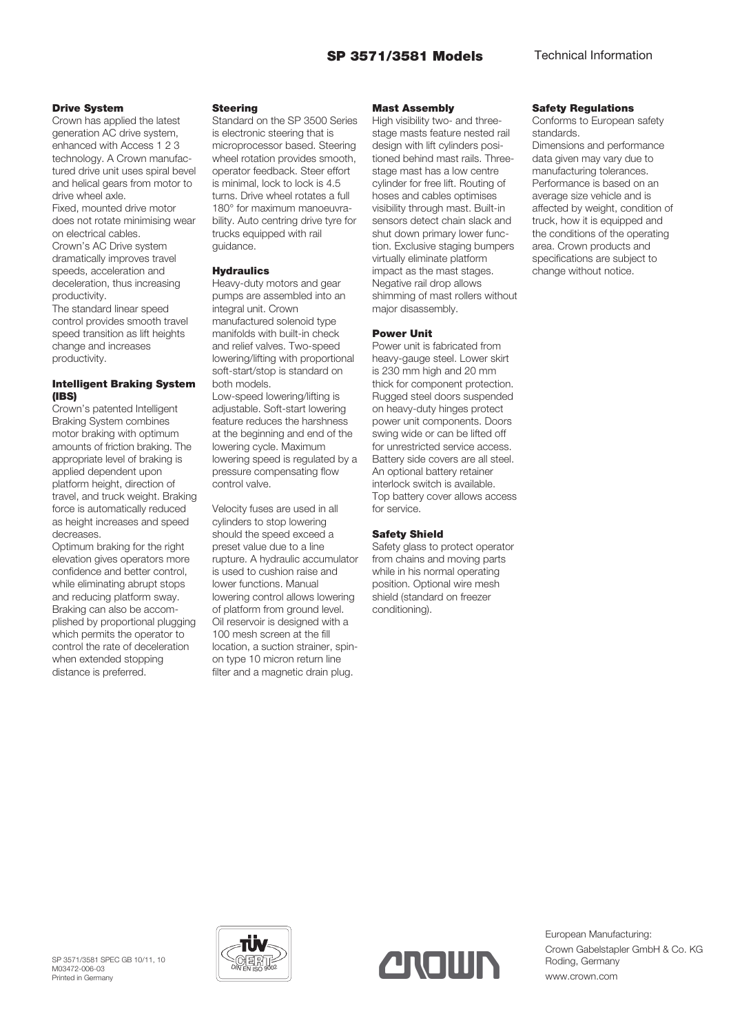# SP 3571/3581 Models

Technical Information

### Drive System

Crown has applied the latest generation AC drive system, enhanced with Access 1 2 3 technology. A Crown manufactured drive unit uses spiral bevel and helical gears from motor to drive wheel axle.

Fixed, mounted drive motor does not rotate minimising wear on electrical cables.

Crown's AC Drive system dramatically improves travel speeds, acceleration and deceleration, thus increasing productivity.

The standard linear speed control provides smooth travel speed transition as lift heights change and increases productivity.

### Intelligent Braking System (IBS)

Crown's patented Intelligent Braking System combines motor braking with optimum amounts of friction braking. The appropriate level of braking is applied dependent upon platform height, direction of travel, and truck weight. Braking force is automatically reduced as height increases and speed decreases.

Optimum braking for the right elevation gives operators more confidence and better control, while eliminating abrupt stops and reducing platform sway. Braking can also be accomplished by proportional plugging which permits the operator to control the rate of deceleration when extended stopping distance is preferred.

### Steering

Standard on the SP 3500 Series is electronic steering that is microprocessor based. Steering wheel rotation provides smooth, operator feedback. Steer effort is minimal, lock to lock is 4.5 turns. Drive wheel rotates a full 180° for maximum manoeuvrability. Auto centring drive tyre for trucks equipped with rail guidance.

### Hydraulics

Heavy-duty motors and gear pumps are assembled into an integral unit. Crown manufactured solenoid type manifolds with built-in check and relief valves. Two-speed lowering/lifting with proportional soft-start/stop is standard on both models.

Low-speed lowering/lifting is adjustable. Soft-start lowering feature reduces the harshness at the beginning and end of the lowering cycle. Maximum lowering speed is regulated by a pressure compensating flow control valve.

Velocity fuses are used in all cylinders to stop lowering should the speed exceed a preset value due to a line rupture. A hydraulic accumulator is used to cushion raise and lower functions. Manual lowering control allows lowering of platform from ground level. Oil reservoir is designed with a 100 mesh screen at the fill location, a suction strainer, spin-on type 10 micron return line filter and a magnetic drain plug.

### Mast Assembly

High visibility two- and three-stage masts feature nested rail design with lift cylinders positioned behind mast rails. Three-stage mast has a low centre cylinder for free lift. Routing of hoses and cables optimises visibility through mast. Built-in sensors detect chain slack and shut down primary lower function. Exclusive staging bumpers virtually eliminate platform impact as the mast stages. Negative rail drop allows shimming of mast rollers without major disassembly.

### Power Unit

Power unit is fabricated from heavy-gauge steel. Lower skirt is 230 mm high and 20 mm thick for component protection. Rugged steel doors suspended on heavy-duty hinges protect power unit components. Doors swing wide or can be lifted off for unrestricted service access. Battery side covers are all steel. An optional battery retainer interlock switch is available. Top battery cover allows access for service.

### Safety Shield

Safety glass to protect operator from chains and moving parts while in his normal operating position. Optional wire mesh shield (standard on freezer conditioning).

### Safety Regulations

Conforms to European safety standards.

Dimensions and performance data given may vary due to manufacturing tolerances. Performance is based on an average size vehicle and is affected by weight, condition of truck, how it is equipped and the conditions of the operating area. Crown products and specifications are subject to change without notice.

SP 3571/3581 SPEC GB 10/11, 10
M03472-006-03
Printed in Germany

TÜV CERT DIN EN ISO 9002

CROWN

European Manufacturing:
Crown Gabelstapler GmbH & Co. KG
Roding, Germany
www.crown.com